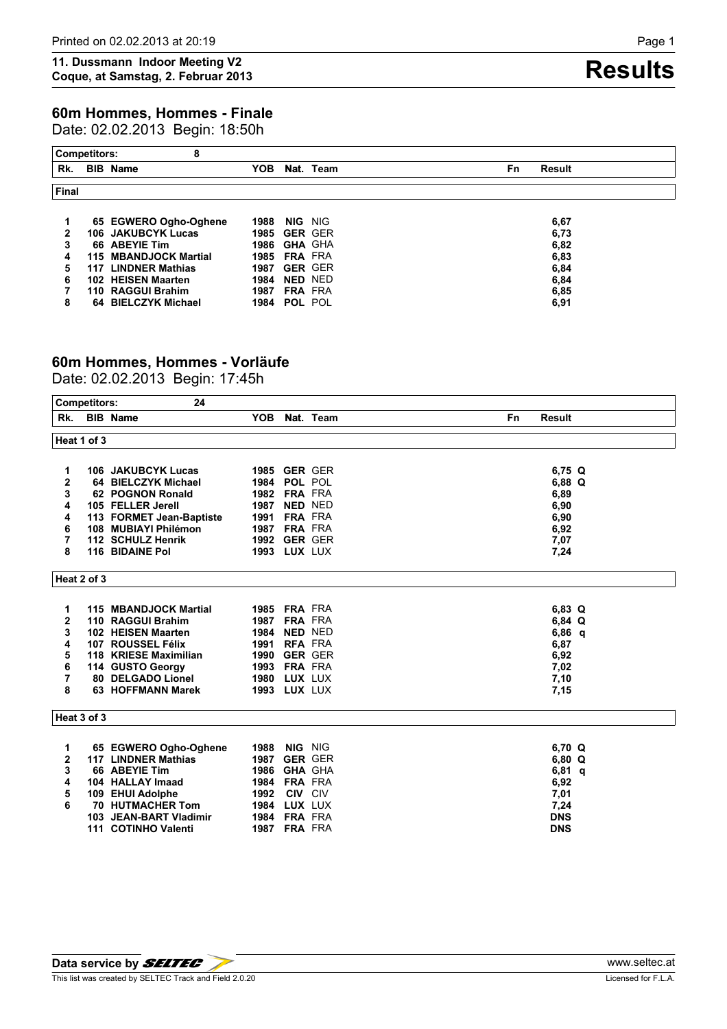**11. Dussmann Indoor Meeting V2**
**Coque, at Samstag, 2. Februar 2013**

# Results

## 60m Hommes, Hommes - Finale

Date: 02.02.2013 Begin: 18:50h

Competitors: 8

| Rk. | BIB | Name | YOB | Nat. | Team | Fn | Result |
|---|---|---|---|---|---|---|---|
| **Final** | | | | | | | |
| 1 | 65 | EGWERO Ogho-Oghene | 1988 | NIG | NIG | | 6,67 |
| 2 | 106 | JAKUBCYK Lucas | 1985 | GER | GER | | 6,73 |
| 3 | 66 | ABEYIE Tim | 1986 | GHA | GHA | | 6,82 |
| 4 | 115 | MBANDJOCK Martial | 1985 | FRA | FRA | | 6,83 |
| 5 | 117 | LINDNER Mathias | 1987 | GER | GER | | 6,84 |
| 6 | 102 | HEISEN Maarten | 1984 | NED | NED | | 6,84 |
| 7 | 110 | RAGGUI Brahim | 1987 | FRA | FRA | | 6,85 |
| 8 | 64 | BIELCZYK Michael | 1984 | POL | POL | | 6,91 |

## 60m Hommes, Hommes - Vorläufe

Date: 02.02.2013 Begin: 17:45h

Competitors: 24

| Rk. | BIB | Name | YOB | Nat. | Team | Fn | Result |
|---|---|---|---|---|---|---|---|
| **Heat 1 of 3** | | | | | | | |
| 1 | 106 | JAKUBCYK Lucas | 1985 | GER | GER | | 6,75 Q |
| 2 | 64 | BIELCZYK Michael | 1984 | POL | POL | | 6,88 Q |
| 3 | 62 | POGNON Ronald | 1982 | FRA | FRA | | 6,89 |
| 4 | 105 | FELLER Jerell | 1987 | NED | NED | | 6,90 |
| 4 | 113 | FORMET Jean-Baptiste | 1991 | FRA | FRA | | 6,90 |
| 6 | 108 | MUBIAYI Philémon | 1987 | FRA | FRA | | 6,92 |
| 7 | 112 | SCHULZ Henrik | 1992 | GER | GER | | 7,07 |
| 8 | 116 | BIDAINE Pol | 1993 | LUX | LUX | | 7,24 |
| **Heat 2 of 3** | | | | | | | |
| 1 | 115 | MBANDJOCK Martial | 1985 | FRA | FRA | | 6,83 Q |
| 2 | 110 | RAGGUI Brahim | 1987 | FRA | FRA | | 6,84 Q |
| 3 | 102 | HEISEN Maarten | 1984 | NED | NED | | 6,86 q |
| 4 | 107 | ROUSSEL Félix | 1991 | RFA | FRA | | 6,87 |
| 5 | 118 | KRIESE Maximilian | 1990 | GER | GER | | 6,92 |
| 6 | 114 | GUSTO Georgy | 1993 | FRA | FRA | | 7,02 |
| 7 | 80 | DELGADO Lionel | 1980 | LUX | LUX | | 7,10 |
| 8 | 63 | HOFFMANN Marek | 1993 | LUX | LUX | | 7,15 |
| **Heat 3 of 3** | | | | | | | |
| 1 | 65 | EGWERO Ogho-Oghene | 1988 | NIG | NIG | | 6,70 Q |
| 2 | 117 | LINDNER Mathias | 1987 | GER | GER | | 6,80 Q |
| 3 | 66 | ABEYIE Tim | 1986 | GHA | GHA | | 6,81 q |
| 4 | 104 | HALLAY Imaad | 1984 | FRA | FRA | | 6,92 |
| 5 | 109 | EHUI Adolphe | 1992 | CIV | CIV | | 7,01 |
| 6 | 70 | HUTMACHER Tom | 1984 | LUX | LUX | | 7,24 |
| | 103 | JEAN-BART Vladimir | 1984 | FRA | FRA | | DNS |
| | 111 | COTINHO Valenti | 1987 | FRA | FRA | | DNS |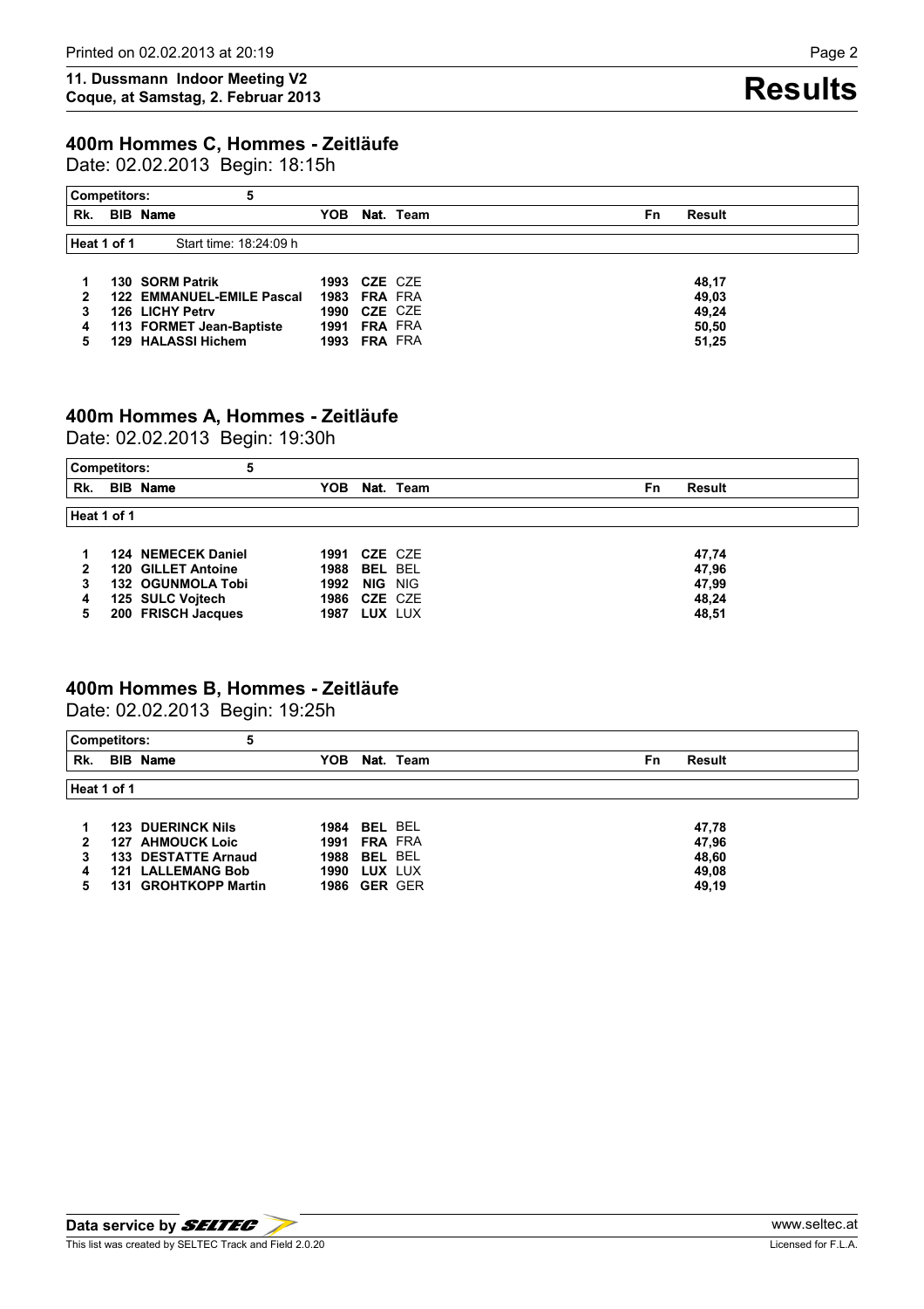# 11. Dussmann Indoor Meeting V2
Coque, at Samstag, 2. Februar 2013

# Results

## 400m Hommes C, Hommes - Zeitläufe

Date: 02.02.2013 Begin: 18:15h

Competitors: 5

**Heat 1 of 1** Start time: 18:24:09 h

| Rk. | BIB | Name | YOB | Nat. | Team | Fn | Result |
|---|---|---|---|---|---|---|---|
| 1 | 130 | SORM Patrik | 1993 | CZE | CZE | | 48,17 |
| 2 | 122 | EMMANUEL-EMILE Pascal | 1983 | FRA | FRA | | 49,03 |
| 3 | 126 | LICHY Petrv | 1990 | CZE | CZE | | 49,24 |
| 4 | 113 | FORMET Jean-Baptiste | 1991 | FRA | FRA | | 50,50 |
| 5 | 129 | HALASSI Hichem | 1993 | FRA | FRA | | 51,25 |

## 400m Hommes A, Hommes - Zeitläufe

Date: 02.02.2013 Begin: 19:30h

Competitors: 5

**Heat 1 of 1**

| Rk. | BIB | Name | YOB | Nat. | Team | Fn | Result |
|---|---|---|---|---|---|---|---|
| 1 | 124 | NEMECEK Daniel | 1991 | CZE | CZE | | 47,74 |
| 2 | 120 | GILLET Antoine | 1988 | BEL | BEL | | 47,96 |
| 3 | 132 | OGUNMOLA Tobi | 1992 | NIG | NIG | | 47,99 |
| 4 | 125 | SULC Vojtech | 1986 | CZE | CZE | | 48,24 |
| 5 | 200 | FRISCH Jacques | 1987 | LUX | LUX | | 48,51 |

## 400m Hommes B, Hommes - Zeitläufe

Date: 02.02.2013 Begin: 19:25h

Competitors: 5

**Heat 1 of 1**

| Rk. | BIB | Name | YOB | Nat. | Team | Fn | Result |
|---|---|---|---|---|---|---|---|
| 1 | 123 | DUERINCK Nils | 1984 | BEL | BEL | | 47,78 |
| 2 | 127 | AHMOUCK Loic | 1991 | FRA | FRA | | 47,96 |
| 3 | 133 | DESTATTE Arnaud | 1988 | BEL | BEL | | 48,60 |
| 4 | 121 | LALLEMANG Bob | 1990 | LUX | LUX | | 49,08 |
| 5 | 131 | GROHTKOPP Martin | 1986 | GER | GER | | 49,19 |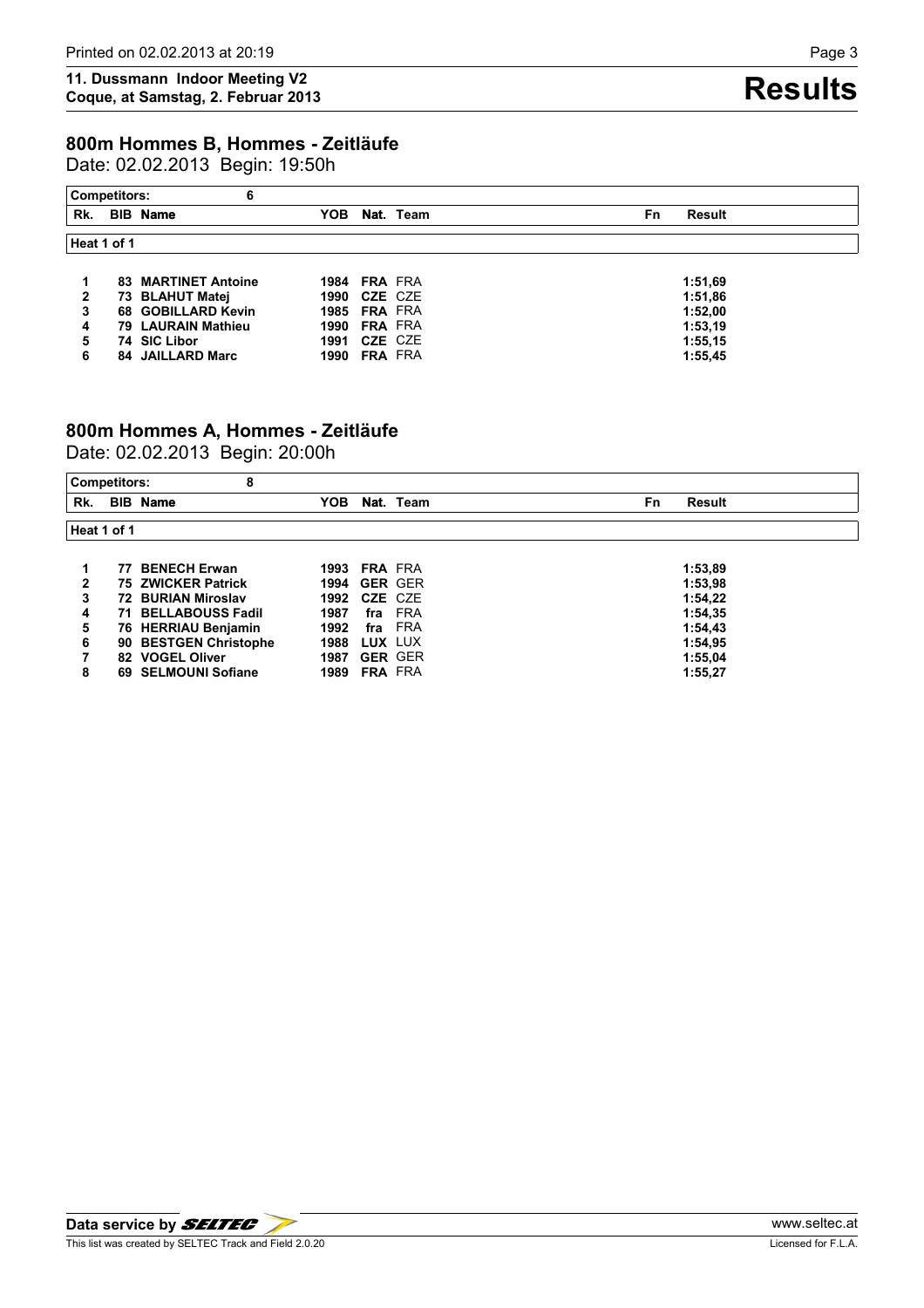## 800m Hommes B, Hommes - Zeitläufe

Date: 02.02.2013 Begin: 19:50h

**Competitors: 6**

| Rk. | BIB | Name | YOB | Nat. | Team | Fn | Result |
|---|---|---|---|---|---|---|---|
| **Heat 1 of 1** | | | | | | | |
| 1 | 83 | MARTINET Antoine | 1984 | FRA | FRA | | 1:51,69 |
| 2 | 73 | BLAHUT Matej | 1990 | CZE | CZE | | 1:51,86 |
| 3 | 68 | GOBILLARD Kevin | 1985 | FRA | FRA | | 1:52,00 |
| 4 | 79 | LAURAIN Mathieu | 1990 | FRA | FRA | | 1:53,19 |
| 5 | 74 | SIC Libor | 1991 | CZE | CZE | | 1:55,15 |
| 6 | 84 | JAILLARD Marc | 1990 | FRA | FRA | | 1:55,45 |

## 800m Hommes A, Hommes - Zeitläufe

Date: 02.02.2013 Begin: 20:00h

**Competitors: 8**

| Rk. | BIB | Name | YOB | Nat. | Team | Fn | Result |
|---|---|---|---|---|---|---|---|
| **Heat 1 of 1** | | | | | | | |
| 1 | 77 | BENECH Erwan | 1993 | FRA | FRA | | 1:53,89 |
| 2 | 75 | ZWICKER Patrick | 1994 | GER | GER | | 1:53,98 |
| 3 | 72 | BURIAN Miroslav | 1992 | CZE | CZE | | 1:54,22 |
| 4 | 71 | BELLABOUSS Fadil | 1987 | fra | FRA | | 1:54,35 |
| 5 | 76 | HERRIAU Benjamin | 1992 | fra | FRA | | 1:54,43 |
| 6 | 90 | BESTGEN Christophe | 1988 | LUX | LUX | | 1:54,95 |
| 7 | 82 | VOGEL Oliver | 1987 | GER | GER | | 1:55,04 |
| 8 | 69 | SELMOUNI Sofiane | 1989 | FRA | FRA | | 1:55,27 |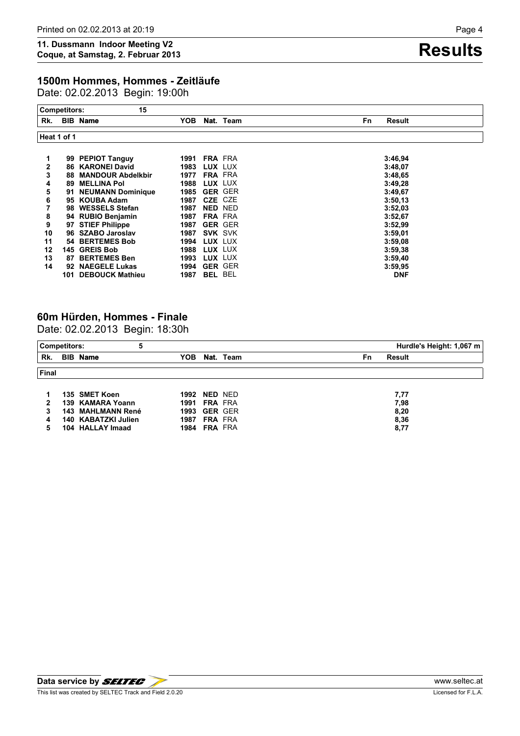# Results

**11. Dussmann Indoor Meeting V2**
**Coque, at Samstag, 2. Februar 2013**

## 1500m Hommes, Hommes - Zeitläufe

Date: 02.02.2013 Begin: 19:00h

Competitors: 15

**Heat 1 of 1**

| Rk. | BIB | Name | YOB | Nat. | Team | Fn | Result |
|---|---|---|---|---|---|---|---|
| 1 | 99 | PEPIOT Tanguy | 1991 | FRA | FRA | | 3:46,94 |
| 2 | 86 | KARONEI David | 1983 | LUX | LUX | | 3:48,07 |
| 3 | 88 | MANDOUR Abdelkbir | 1977 | FRA | FRA | | 3:48,65 |
| 4 | 89 | MELLINA Pol | 1988 | LUX | LUX | | 3:49,28 |
| 5 | 91 | NEUMANN Dominique | 1985 | GER | GER | | 3:49,67 |
| 6 | 95 | KOUBA Adam | 1987 | CZE | CZE | | 3:50,13 |
| 7 | 98 | WESSELS Stefan | 1987 | NED | NED | | 3:52,03 |
| 8 | 94 | RUBIO Benjamin | 1987 | FRA | FRA | | 3:52,67 |
| 9 | 97 | STIEF Philippe | 1987 | GER | GER | | 3:52,99 |
| 10 | 96 | SZABO Jaroslav | 1987 | SVK | SVK | | 3:59,01 |
| 11 | 54 | BERTEMES Bob | 1994 | LUX | LUX | | 3:59,08 |
| 12 | 145 | GREIS Bob | 1988 | LUX | LUX | | 3:59,38 |
| 13 | 87 | BERTEMES Ben | 1993 | LUX | LUX | | 3:59,40 |
| 14 | 92 | NAEGELE Lukas | 1994 | GER | GER | | 3:59,95 |
| | 101 | DEBOUCK Mathieu | 1987 | BEL | BEL | | DNF |

## 60m Hürden, Hommes - Finale

Date: 02.02.2013 Begin: 18:30h

Competitors: 5 — Hurdle's Height: 1,067 m

**Final**

| Rk. | BIB | Name | YOB | Nat. | Team | Fn | Result |
|---|---|---|---|---|---|---|---|
| 1 | 135 | SMET Koen | 1992 | NED | NED | | 7,77 |
| 2 | 139 | KAMARA Yoann | 1991 | FRA | FRA | | 7,98 |
| 3 | 143 | MAHLMANN René | 1993 | GER | GER | | 8,20 |
| 4 | 140 | KABATZKI Julien | 1987 | FRA | FRA | | 8,36 |
| 5 | 104 | HALLAY Imaad | 1984 | FRA | FRA | | 8,77 |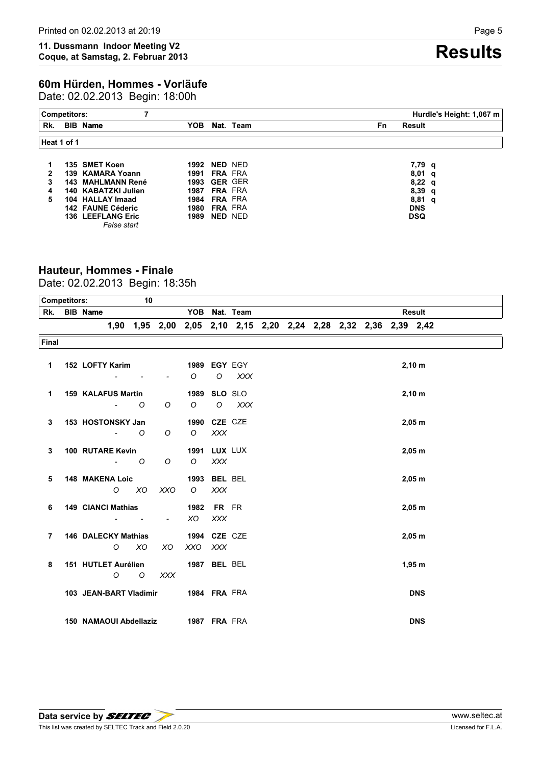**11. Dussmann Indoor Meeting V2**
**Coque, at Samstag, 2. Februar 2013**

# Results

## 60m Hürden, Hommes - Vorläufe

Date: 02.02.2013 Begin: 18:00h

Competitors: 7 — Hurdle's Height: 1,067 m

| Rk. | BIB | Name | YOB | Nat. | Team | Fn | Result | |
|---|---|---|---|---|---|---|---|---|
| **Heat 1 of 1** | | | | | | | | |
| 1 | 135 | SMET Koen | 1992 | NED | NED | | 7,79 | q |
| 2 | 139 | KAMARA Yoann | 1991 | FRA | FRA | | 8,01 | q |
| 3 | 143 | MAHLMANN René | 1993 | GER | GER | | 8,22 | q |
| 4 | 140 | KABATZKI Julien | 1987 | FRA | FRA | | 8,39 | q |
| 5 | 104 | HALLAY Imaad | 1984 | FRA | FRA | | 8,81 | q |
| | 142 | FAUNE Céderic | 1980 | FRA | FRA | | DNS | |
| | 136 | LEEFLANG Eric *False start* | 1989 | NED | NED | | DSQ | |

## Hauteur, Hommes - Finale

Date: 02.02.2013 Begin: 18:35h

Competitors: 10

| Rk. | BIB | Name | YOB | Nat. | Team | 1,90 | 1,95 | 2,00 | 2,05 | 2,10 | 2,15 | 2,20 | 2,24 | 2,28 | 2,32 | 2,36 | 2,39 | 2,42 | Result |
|---|---|---|---|---|---|---|---|---|---|---|---|---|---|---|---|---|---|---|---|
| **Final** | | | | | | | | | | | | | | | | | | | |
| 1 | 152 | LOFTY Karim | 1989 | EGY | EGY | - | - | - | O | O | XXX | | | | | | | | 2,10 m |
| 1 | 159 | KALAFUS Martin | 1989 | SLO | SLO | - | O | O | O | O | XXX | | | | | | | | 2,10 m |
| 3 | 153 | HOSTONSKY Jan | 1990 | CZE | CZE | - | O | O | O | XXX | | | | | | | | | 2,05 m |
| 3 | 100 | RUTARE Kevin | 1991 | LUX | LUX | - | O | O | O | XXX | | | | | | | | | 2,05 m |
| 5 | 148 | MAKENA Loic | 1993 | BEL | BEL | O | XO | XXO | O | XXX | | | | | | | | | 2,05 m |
| 6 | 149 | CIANCI Mathias | 1982 | FR | FR | - | - | - | XO | XXX | | | | | | | | | 2,05 m |
| 7 | 146 | DALECKY Mathias | 1994 | CZE | CZE | O | XO | XO | XXO | XXX | | | | | | | | | 2,05 m |
| 8 | 151 | HUTLET Aurélien | 1987 | BEL | BEL | O | O | XXX | | | | | | | | | | | 1,95 m |
| | 103 | JEAN-BART Vladimir | 1984 | FRA | FRA | | | | | | | | | | | | | | DNS |
| | 150 | NAMAOUI Abdellaziz | 1987 | FRA | FRA | | | | | | | | | | | | | | DNS |

Data service by SELTEC — www.seltec.at
This list was created by SELTEC Track and Field 2.0.20 — Licensed for F.L.A.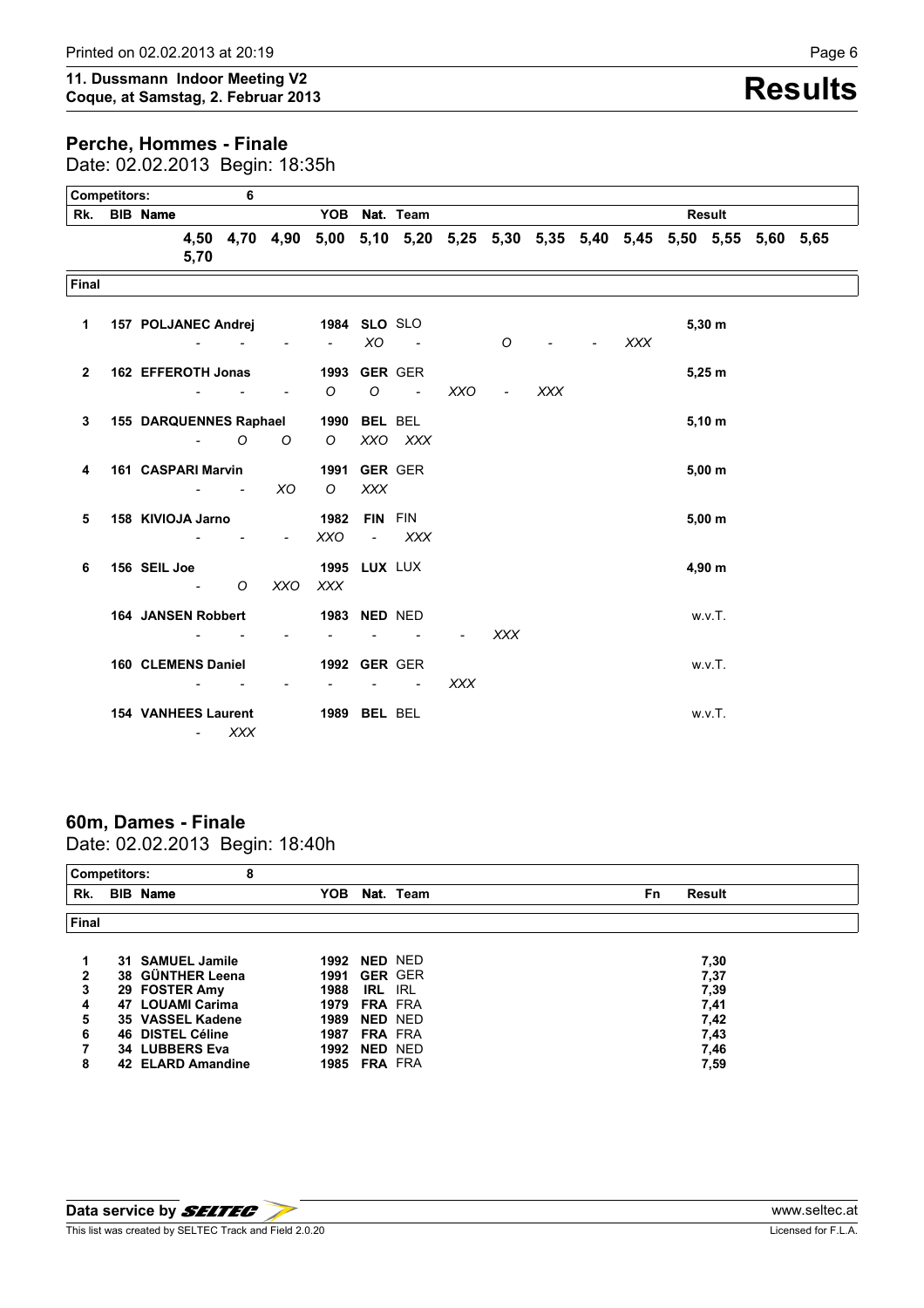## Perche, Hommes - Finale

Date: 02.02.2013 Begin: 18:35h

Competitors: 6

**Final**

| Rk. | BIB | Name | YOB | Nat. | Team | 4,50 | 4,70 | 4,90 | 5,00 | 5,10 | 5,20 | 5,25 | 5,30 | 5,35 | 5,40 | 5,45 | 5,50 | 5,55 | 5,60 | 5,65 | 5,70 | Result |
|---|---|---|---|---|---|---|---|---|---|---|---|---|---|---|---|---|---|---|---|---|---|---|
| 1 | 157 | POLJANEC Andrej | 1984 | SLO | SLO | - | - | - | - | XO | - | | O | - | - | XXX | | | | | | 5,30 m |
| 2 | 162 | EFFEROTH Jonas | 1993 | GER | GER | - | - | - | O | O | - | XXO | - | XXX | | | | | | | | 5,25 m |
| 3 | 155 | DARQUENNES Raphael | 1990 | BEL | BEL | - | O | O | O | XXO | XXX | | | | | | | | | | | 5,10 m |
| 4 | 161 | CASPARI Marvin | 1991 | GER | GER | - | - | XO | O | XXX | | | | | | | | | | | | 5,00 m |
| 5 | 158 | KIVIOJA Jarno | 1982 | FIN | FIN | - | - | - | XXO | - | XXX | | | | | | | | | | | 5,00 m |
| 6 | 156 | SEIL Joe | 1995 | LUX | LUX | - | O | XXO | XXX | | | | | | | | | | | | | 4,90 m |
| | 164 | JANSEN Robbert | 1983 | NED | NED | - | - | - | - | - | - | - | XXX | | | | | | | | | w.v.T. |
| | 160 | CLEMENS Daniel | 1992 | GER | GER | - | - | - | - | - | - | XXX | | | | | | | | | | w.v.T. |
| | 154 | VANHEES Laurent | 1989 | BEL | BEL | - | XXX | | | | | | | | | | | | | | | w.v.T. |

## 60m, Dames - Finale

Date: 02.02.2013 Begin: 18:40h

Competitors: 8

**Final**

| Rk. | BIB | Name | YOB | Nat. | Team | Fn | Result |
|---|---|---|---|---|---|---|---|
| 1 | 31 | SAMUEL Jamile | 1992 | NED | NED | | 7,30 |
| 2 | 38 | GÜNTHER Leena | 1991 | GER | GER | | 7,37 |
| 3 | 29 | FOSTER Amy | 1988 | IRL | IRL | | 7,39 |
| 4 | 47 | LOUAMI Carima | 1979 | FRA | FRA | | 7,41 |
| 5 | 35 | VASSEL Kadene | 1989 | NED | NED | | 7,42 |
| 6 | 46 | DISTEL Céline | 1987 | FRA | FRA | | 7,43 |
| 7 | 34 | LUBBERS Eva | 1992 | NED | NED | | 7,46 |
| 8 | 42 | ELARD Amandine | 1985 | FRA | FRA | | 7,59 |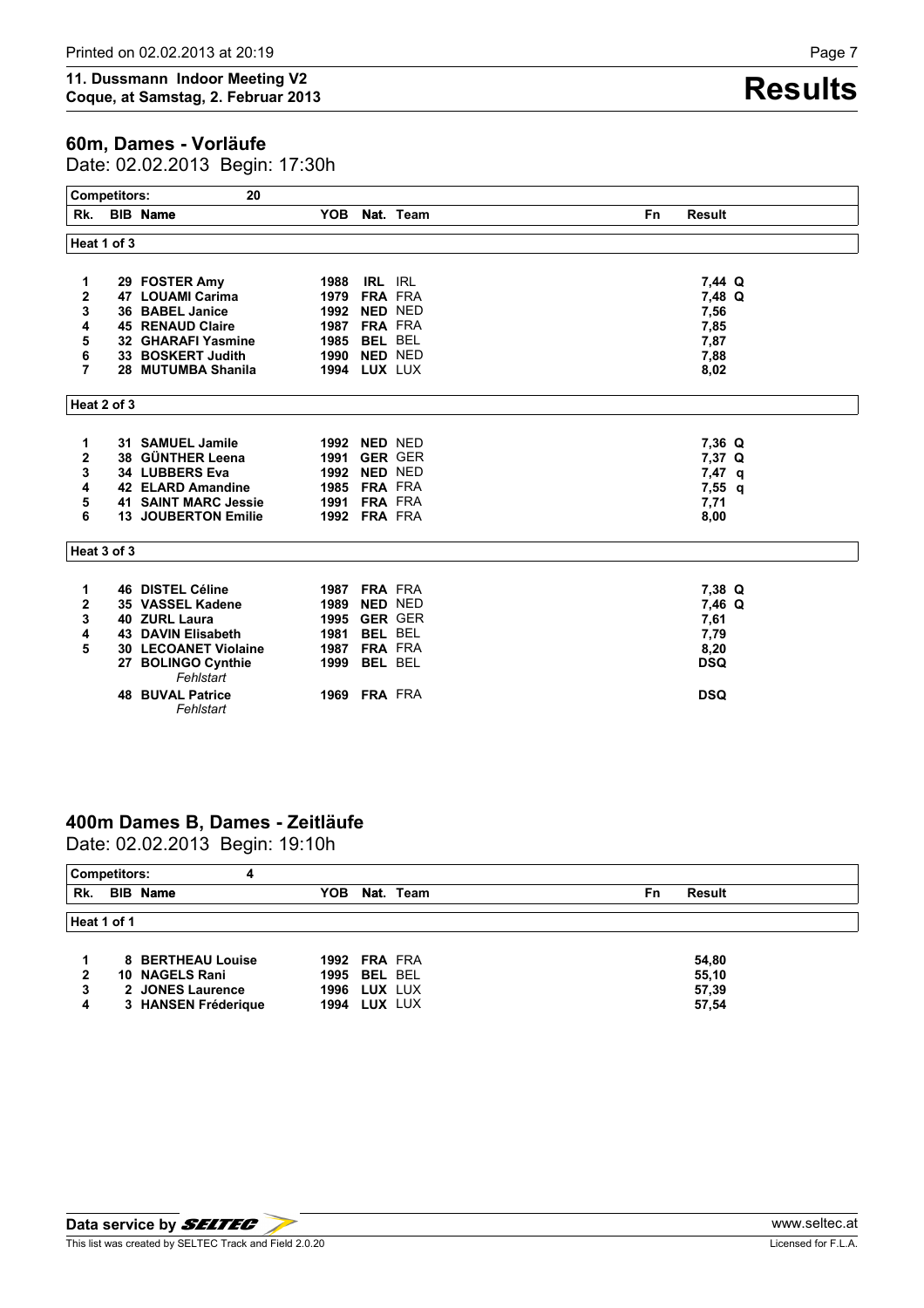## 11. Dussmann Indoor Meeting V2
**Coque, at Samstag, 2. Februar 2013**

# Results

## 60m, Dames - Vorläufe

Date: 02.02.2013 Begin: 17:30h

Competitors: 20

| Rk. | BIB | Name | YOB | Nat. | Team | Fn | Result |
|---|---|---|---|---|---|---|---|
| **Heat 1 of 3** | | | | | | | |
| 1 | 29 | FOSTER Amy | 1988 | IRL | IRL | | 7,44 Q |
| 2 | 47 | LOUAMI Carima | 1979 | FRA | FRA | | 7,48 Q |
| 3 | 36 | BABEL Janice | 1992 | NED | NED | | 7,56 |
| 4 | 45 | RENAUD Claire | 1987 | FRA | FRA | | 7,85 |
| 5 | 32 | GHARAFI Yasmine | 1985 | BEL | BEL | | 7,87 |
| 6 | 33 | BOSKERT Judith | 1990 | NED | NED | | 7,88 |
| 7 | 28 | MUTUMBA Shanila | 1994 | LUX | LUX | | 8,02 |
| **Heat 2 of 3** | | | | | | | |
| 1 | 31 | SAMUEL Jamile | 1992 | NED | NED | | 7,36 Q |
| 2 | 38 | GÜNTHER Leena | 1991 | GER | GER | | 7,37 Q |
| 3 | 34 | LUBBERS Eva | 1992 | NED | NED | | 7,47 q |
| 4 | 42 | ELARD Amandine | 1985 | FRA | FRA | | 7,55 q |
| 5 | 41 | SAINT MARC Jessie | 1991 | FRA | FRA | | 7,71 |
| 6 | 13 | JOUBERTON Emilie | 1992 | FRA | FRA | | 8,00 |
| **Heat 3 of 3** | | | | | | | |
| 1 | 46 | DISTEL Céline | 1987 | FRA | FRA | | 7,38 Q |
| 2 | 35 | VASSEL Kadene | 1989 | NED | NED | | 7,46 Q |
| 3 | 40 | ZURL Laura | 1995 | GER | GER | | 7,61 |
| 4 | 43 | DAVIN Elisabeth | 1981 | BEL | BEL | | 7,79 |
| 5 | 30 | LECOANET Violaine | 1987 | FRA | FRA | | 8,20 |
| | 27 | BOLINGO Cynthie *Fehlstart* | 1999 | BEL | BEL | | DSQ |
| | 48 | BUVAL Patrice *Fehlstart* | 1969 | FRA | FRA | | DSQ |

## 400m Dames B, Dames - Zeitläufe

Date: 02.02.2013 Begin: 19:10h

Competitors: 4

| Rk. | BIB | Name | YOB | Nat. | Team | Fn | Result |
|---|---|---|---|---|---|---|---|
| **Heat 1 of 1** | | | | | | | |
| 1 | 8 | BERTHEAU Louise | 1992 | FRA | FRA | | 54,80 |
| 2 | 10 | NAGELS Rani | 1995 | BEL | BEL | | 55,10 |
| 3 | 2 | JONES Laurence | 1996 | LUX | LUX | | 57,39 |
| 4 | 3 | HANSEN Fréderique | 1994 | LUX | LUX | | 57,54 |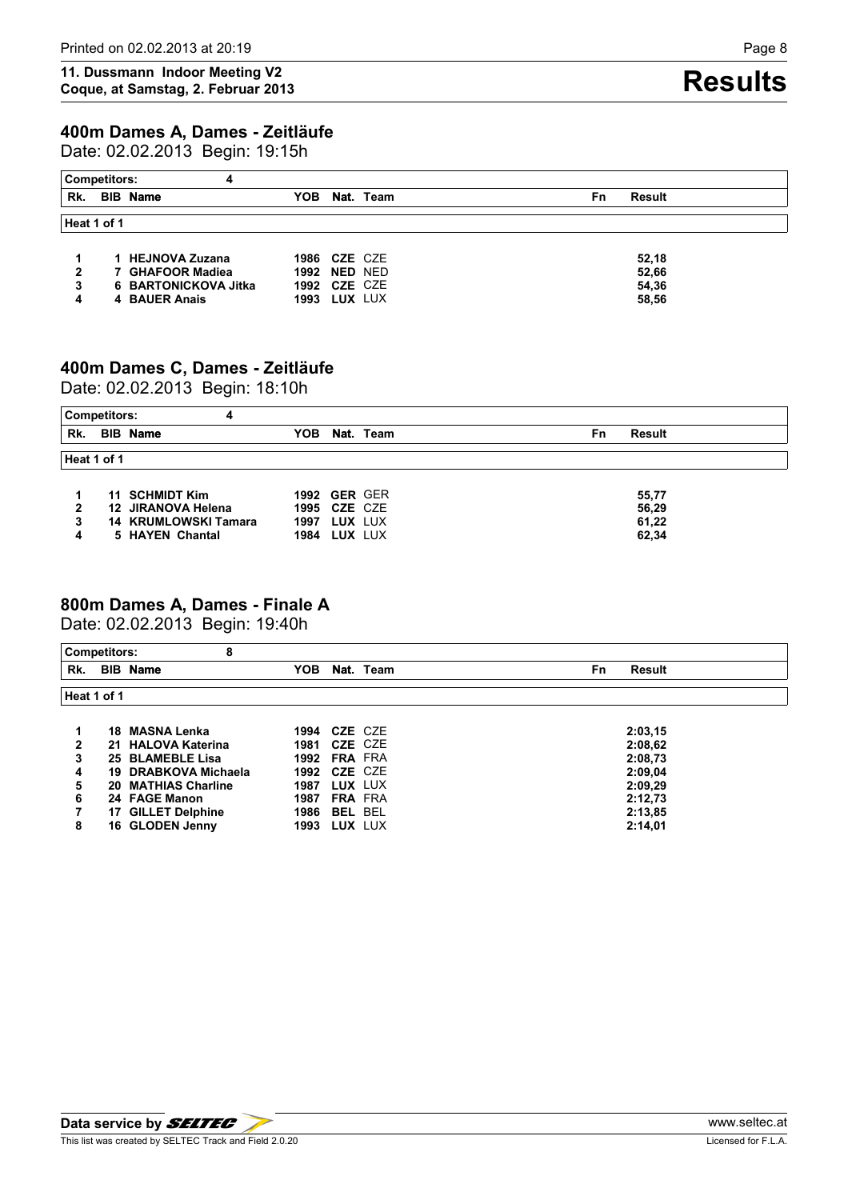**11. Dussmann Indoor Meeting V2**
**Coque, at Samstag, 2. Februar 2013**

# Results

## 400m Dames A, Dames - Zeitläufe

Date: 02.02.2013 Begin: 19:15h

Competitors: 4

**Heat 1 of 1**

| Rk. | BIB | Name | YOB | Nat. | Team | Fn | Result |
|---|---|---|---|---|---|---|---|
| 1 | 1 | HEJNOVA Zuzana | 1986 | CZE | CZE | | 52,18 |
| 2 | 7 | GHAFOOR Madiea | 1992 | NED | NED | | 52,66 |
| 3 | 6 | BARTONICKOVA Jitka | 1992 | CZE | CZE | | 54,36 |
| 4 | 4 | BAUER Anais | 1993 | LUX | LUX | | 58,56 |

## 400m Dames C, Dames - Zeitläufe

Date: 02.02.2013 Begin: 18:10h

Competitors: 4

**Heat 1 of 1**

| Rk. | BIB | Name | YOB | Nat. | Team | Fn | Result |
|---|---|---|---|---|---|---|---|
| 1 | 11 | SCHMIDT Kim | 1992 | GER | GER | | 55,77 |
| 2 | 12 | JIRANOVA Helena | 1995 | CZE | CZE | | 56,29 |
| 3 | 14 | KRUMLOWSKI Tamara | 1997 | LUX | LUX | | 61,22 |
| 4 | 5 | HAYEN Chantal | 1984 | LUX | LUX | | 62,34 |

## 800m Dames A, Dames - Finale A

Date: 02.02.2013 Begin: 19:40h

Competitors: 8

**Heat 1 of 1**

| Rk. | BIB | Name | YOB | Nat. | Team | Fn | Result |
|---|---|---|---|---|---|---|---|
| 1 | 18 | MASNA Lenka | 1994 | CZE | CZE | | 2:03,15 |
| 2 | 21 | HALOVA Katerina | 1981 | CZE | CZE | | 2:08,62 |
| 3 | 25 | BLAMEBLE Lisa | 1992 | FRA | FRA | | 2:08,73 |
| 4 | 19 | DRABKOVA Michaela | 1992 | CZE | CZE | | 2:09,04 |
| 5 | 20 | MATHIAS Charline | 1987 | LUX | LUX | | 2:09,29 |
| 6 | 24 | FAGE Manon | 1987 | FRA | FRA | | 2:12,73 |
| 7 | 17 | GILLET Delphine | 1986 | BEL | BEL | | 2:13,85 |
| 8 | 16 | GLODEN Jenny | 1993 | LUX | LUX | | 2:14,01 |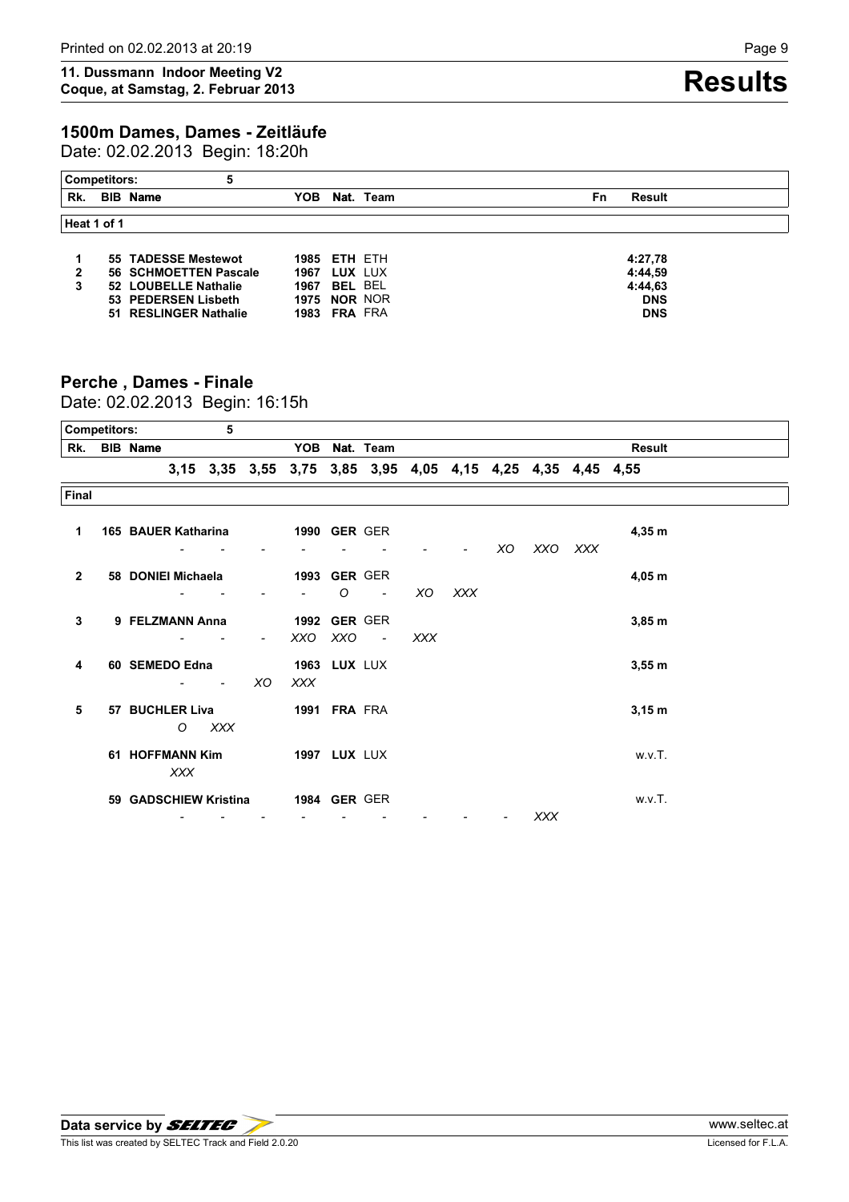## 1500m Dames, Dames - Zeitläufe

Date: 02.02.2013 Begin: 18:20h

**Competitors:** 5

| Rk. | BIB | Name | YOB | Nat. | Team | Fn | Result |
|---|---|---|---|---|---|---|---|
| **Heat 1 of 1** | | | | | | | |
| 1 | 55 | TADESSE Mestewot | 1985 | ETH | ETH | | 4:27,78 |
| 2 | 56 | SCHMOETTEN Pascale | 1967 | LUX | LUX | | 4:44,59 |
| 3 | 52 | LOUBELLE Nathalie | 1967 | BEL | BEL | | 4:44,63 |
| | 53 | PEDERSEN Lisbeth | 1975 | NOR | NOR | | DNS |
| | 51 | RESLINGER Nathalie | 1983 | FRA | FRA | | DNS |

## Perche , Dames - Finale

Date: 02.02.2013 Begin: 16:15h

**Competitors:** 5

| Rk. | BIB | Name | YOB | Nat. | Team | 3,15 | 3,35 | 3,55 | 3,75 | 3,85 | 3,95 | 4,05 | 4,15 | 4,25 | 4,35 | 4,45 | 4,55 | Result |
|---|---|---|---|---|---|---|---|---|---|---|---|---|---|---|---|---|---|---|
| **Final** | | | | | | | | | | | | | | | | | | |
| 1 | 165 | BAUER Katharina | 1990 | GER | GER | - | - | - | - | - | - | - | - | XO | XXO | XXX | | 4,35 m |
| 2 | 58 | DONIEI Michaela | 1993 | GER | GER | - | - | - | - | O | - | XO | XXX | | | | | 4,05 m |
| 3 | 9 | FELZMANN Anna | 1992 | GER | GER | - | - | - | XXO | XXO | - | XXX | | | | | | 3,85 m |
| 4 | 60 | SEMEDO Edna | 1963 | LUX | LUX | - | - | XO | XXX | | | | | | | | | 3,55 m |
| 5 | 57 | BUCHLER Liva | 1991 | FRA | FRA | O | XXX | | | | | | | | | | | 3,15 m |
| | 61 | HOFFMANN Kim | 1997 | LUX | LUX | XXX | | | | | | | | | | | | w.v.T. |
| | 59 | GADSCHIEW Kristina | 1984 | GER | GER | - | - | - | - | - | - | - | - | - | XXX | | | w.v.T. |